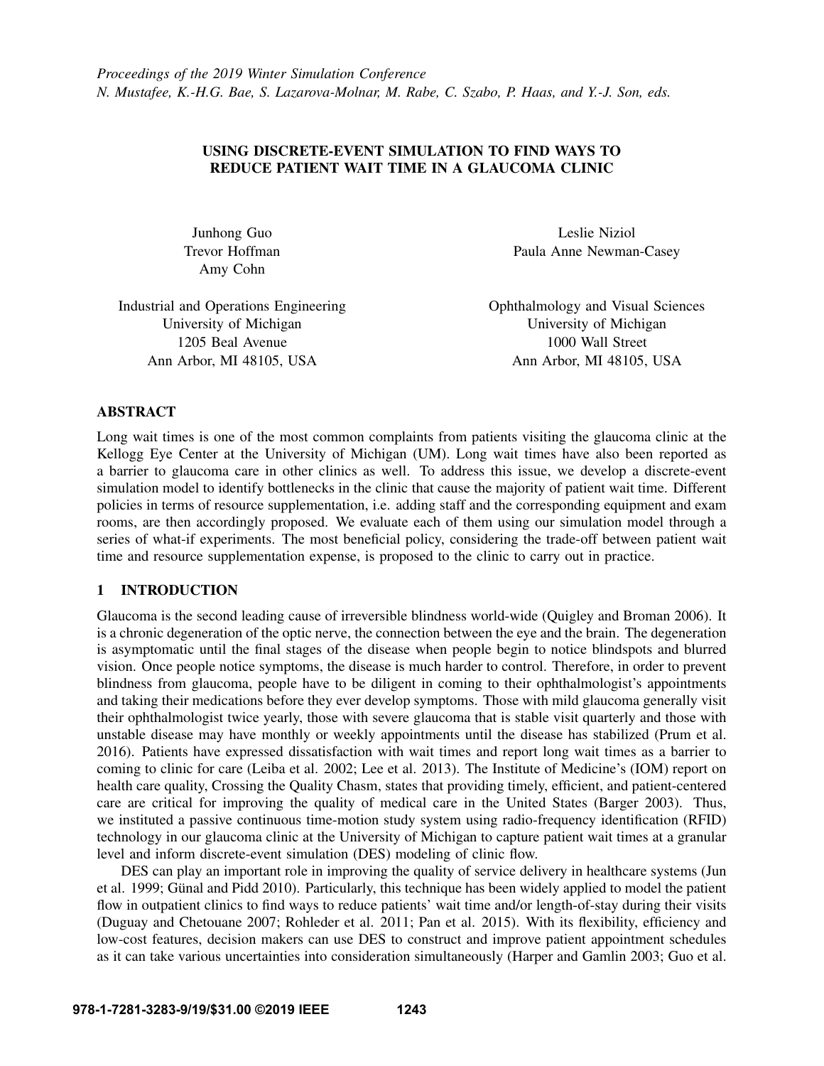*Proceedings of the 2019 Winter Simulation Conference*
*N. Mustafee, K.-H.G. Bae, S. Lazarova-Molnar, M. Rabe, C. Szabo, P. Haas, and Y.-J. Son, eds.*

# USING DISCRETE-EVENT SIMULATION TO FIND WAYS TO REDUCE PATIENT WAIT TIME IN A GLAUCOMA CLINIC

Junhong Guo
Trevor Hoffman
Amy Cohn

Industrial and Operations Engineering
University of Michigan
1205 Beal Avenue
Ann Arbor, MI 48105, USA

Leslie Niziol
Paula Anne Newman-Casey

Ophthalmology and Visual Sciences
University of Michigan
1000 Wall Street
Ann Arbor, MI 48105, USA

## ABSTRACT

Long wait times is one of the most common complaints from patients visiting the glaucoma clinic at the Kellogg Eye Center at the University of Michigan (UM). Long wait times have also been reported as a barrier to glaucoma care in other clinics as well. To address this issue, we develop a discrete-event simulation model to identify bottlenecks in the clinic that cause the majority of patient wait time. Different policies in terms of resource supplementation, i.e. adding staff and the corresponding equipment and exam rooms, are then accordingly proposed. We evaluate each of them using our simulation model through a series of what-if experiments. The most beneficial policy, considering the trade-off between patient wait time and resource supplementation expense, is proposed to the clinic to carry out in practice.

## 1 INTRODUCTION

Glaucoma is the second leading cause of irreversible blindness world-wide (Quigley and Broman 2006). It is a chronic degeneration of the optic nerve, the connection between the eye and the brain. The degeneration is asymptomatic until the final stages of the disease when people begin to notice blindspots and blurred vision. Once people notice symptoms, the disease is much harder to control. Therefore, in order to prevent blindness from glaucoma, people have to be diligent in coming to their ophthalmologist's appointments and taking their medications before they ever develop symptoms. Those with mild glaucoma generally visit their ophthalmologist twice yearly, those with severe glaucoma that is stable visit quarterly and those with unstable disease may have monthly or weekly appointments until the disease has stabilized (Prum et al. 2016). Patients have expressed dissatisfaction with wait times and report long wait times as a barrier to coming to clinic for care (Leiba et al. 2002; Lee et al. 2013). The Institute of Medicine's (IOM) report on health care quality, Crossing the Quality Chasm, states that providing timely, efficient, and patient-centered care are critical for improving the quality of medical care in the United States (Barger 2003). Thus, we instituted a passive continuous time-motion study system using radio-frequency identification (RFID) technology in our glaucoma clinic at the University of Michigan to capture patient wait times at a granular level and inform discrete-event simulation (DES) modeling of clinic flow.

DES can play an important role in improving the quality of service delivery in healthcare systems (Jun et al. 1999; Günal and Pidd 2010). Particularly, this technique has been widely applied to model the patient flow in outpatient clinics to find ways to reduce patients' wait time and/or length-of-stay during their visits (Duguay and Chetouane 2007; Rohleder et al. 2011; Pan et al. 2015). With its flexibility, efficiency and low-cost features, decision makers can use DES to construct and improve patient appointment schedules as it can take various uncertainties into consideration simultaneously (Harper and Gamlin 2003; Guo et al.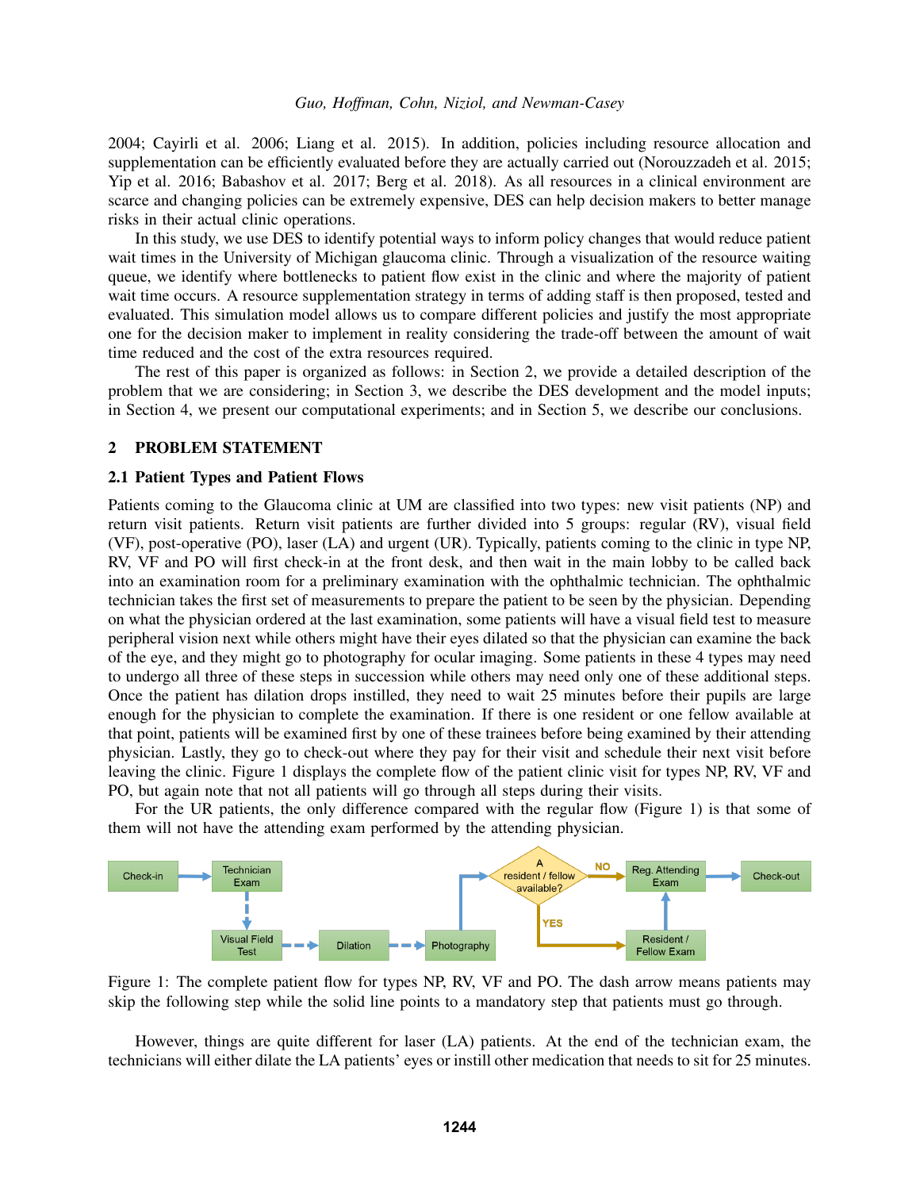2004; Cayirli et al. 2006; Liang et al. 2015). In addition, policies including resource allocation and supplementation can be efficiently evaluated before they are actually carried out (Norouzzadeh et al. 2015; Yip et al. 2016; Babashov et al. 2017; Berg et al. 2018). As all resources in a clinical environment are scarce and changing policies can be extremely expensive, DES can help decision makers to better manage risks in their actual clinic operations.

In this study, we use DES to identify potential ways to inform policy changes that would reduce patient wait times in the University of Michigan glaucoma clinic. Through a visualization of the resource waiting queue, we identify where bottlenecks to patient flow exist in the clinic and where the majority of patient wait time occurs. A resource supplementation strategy in terms of adding staff is then proposed, tested and evaluated. This simulation model allows us to compare different policies and justify the most appropriate one for the decision maker to implement in reality considering the trade-off between the amount of wait time reduced and the cost of the extra resources required.

The rest of this paper is organized as follows: in Section 2, we provide a detailed description of the problem that we are considering; in Section 3, we describe the DES development and the model inputs; in Section 4, we present our computational experiments; and in Section 5, we describe our conclusions.

## 2 PROBLEM STATEMENT

### 2.1 Patient Types and Patient Flows

Patients coming to the Glaucoma clinic at UM are classified into two types: new visit patients (NP) and return visit patients. Return visit patients are further divided into 5 groups: regular (RV), visual field (VF), post-operative (PO), laser (LA) and urgent (UR). Typically, patients coming to the clinic in type NP, RV, VF and PO will first check-in at the front desk, and then wait in the main lobby to be called back into an examination room for a preliminary examination with the ophthalmic technician. The ophthalmic technician takes the first set of measurements to prepare the patient to be seen by the physician. Depending on what the physician ordered at the last examination, some patients will have a visual field test to measure peripheral vision next while others might have their eyes dilated so that the physician can examine the back of the eye, and they might go to photography for ocular imaging. Some patients in these 4 types may need to undergo all three of these steps in succession while others may need only one of these additional steps. Once the patient has dilation drops instilled, they need to wait 25 minutes before their pupils are large enough for the physician to complete the examination. If there is one resident or one fellow available at that point, patients will be examined first by one of these trainees before being examined by their attending physician. Lastly, they go to check-out where they pay for their visit and schedule their next visit before leaving the clinic. Figure 1 displays the complete flow of the patient clinic visit for types NP, RV, VF and PO, but again note that not all patients will go through all steps during their visits.

For the UR patients, the only difference compared with the regular flow (Figure 1) is that some of them will not have the attending exam performed by the attending physician.

Figure 1: The complete patient flow for types NP, RV, VF and PO. The dash arrow means patients may skip the following step while the solid line points to a mandatory step that patients must go through.

However, things are quite different for laser (LA) patients. At the end of the technician exam, the technicians will either dilate the LA patients' eyes or instill other medication that needs to sit for 25 minutes.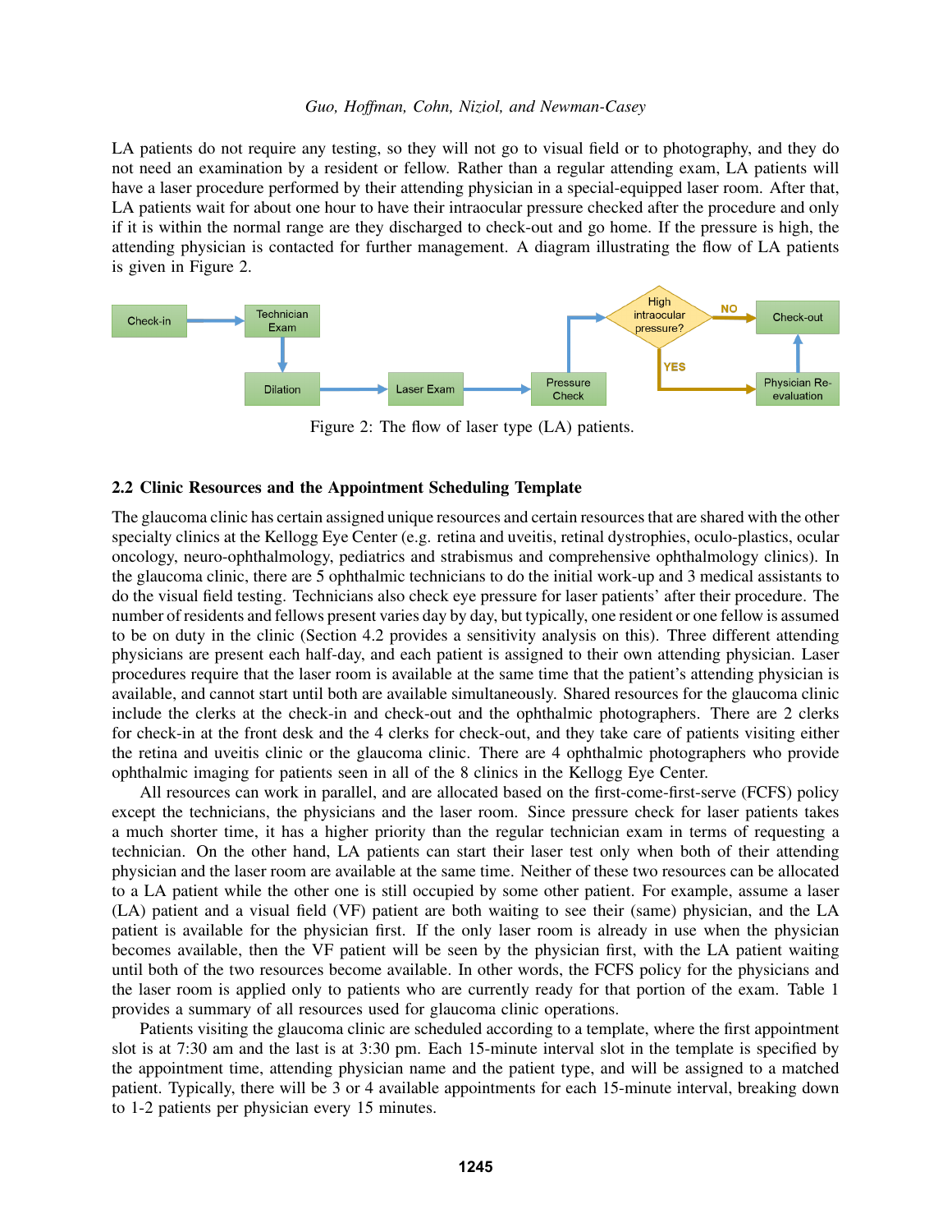LA patients do not require any testing, so they will not go to visual field or to photography, and they do not need an examination by a resident or fellow. Rather than a regular attending exam, LA patients will have a laser procedure performed by their attending physician in a special-equipped laser room. After that, LA patients wait for about one hour to have their intraocular pressure checked after the procedure and only if it is within the normal range are they discharged to check-out and go home. If the pressure is high, the attending physician is contacted for further management. A diagram illustrating the flow of LA patients is given in Figure 2.

Figure 2: The flow of laser type (LA) patients.

### 2.2 Clinic Resources and the Appointment Scheduling Template

The glaucoma clinic has certain assigned unique resources and certain resources that are shared with the other specialty clinics at the Kellogg Eye Center (e.g. retina and uveitis, retinal dystrophies, oculo-plastics, ocular oncology, neuro-ophthalmology, pediatrics and strabismus and comprehensive ophthalmology clinics). In the glaucoma clinic, there are 5 ophthalmic technicians to do the initial work-up and 3 medical assistants to do the visual field testing. Technicians also check eye pressure for laser patients' after their procedure. The number of residents and fellows present varies day by day, but typically, one resident or one fellow is assumed to be on duty in the clinic (Section 4.2 provides a sensitivity analysis on this). Three different attending physicians are present each half-day, and each patient is assigned to their own attending physician. Laser procedures require that the laser room is available at the same time that the patient's attending physician is available, and cannot start until both are available simultaneously. Shared resources for the glaucoma clinic include the clerks at the check-in and check-out and the ophthalmic photographers. There are 2 clerks for check-in at the front desk and the 4 clerks for check-out, and they take care of patients visiting either the retina and uveitis clinic or the glaucoma clinic. There are 4 ophthalmic photographers who provide ophthalmic imaging for patients seen in all of the 8 clinics in the Kellogg Eye Center.

All resources can work in parallel, and are allocated based on the first-come-first-serve (FCFS) policy except the technicians, the physicians and the laser room. Since pressure check for laser patients takes a much shorter time, it has a higher priority than the regular technician exam in terms of requesting a technician. On the other hand, LA patients can start their laser test only when both of their attending physician and the laser room are available at the same time. Neither of these two resources can be allocated to a LA patient while the other one is still occupied by some other patient. For example, assume a laser (LA) patient and a visual field (VF) patient are both waiting to see their (same) physician, and the LA patient is available for the physician first. If the only laser room is already in use when the physician becomes available, then the VF patient will be seen by the physician first, with the LA patient waiting until both of the two resources become available. In other words, the FCFS policy for the physicians and the laser room is applied only to patients who are currently ready for that portion of the exam. Table 1 provides a summary of all resources used for glaucoma clinic operations.

Patients visiting the glaucoma clinic are scheduled according to a template, where the first appointment slot is at 7:30 am and the last is at 3:30 pm. Each 15-minute interval slot in the template is specified by the appointment time, attending physician name and the patient type, and will be assigned to a matched patient. Typically, there will be 3 or 4 available appointments for each 15-minute interval, breaking down to 1-2 patients per physician every 15 minutes.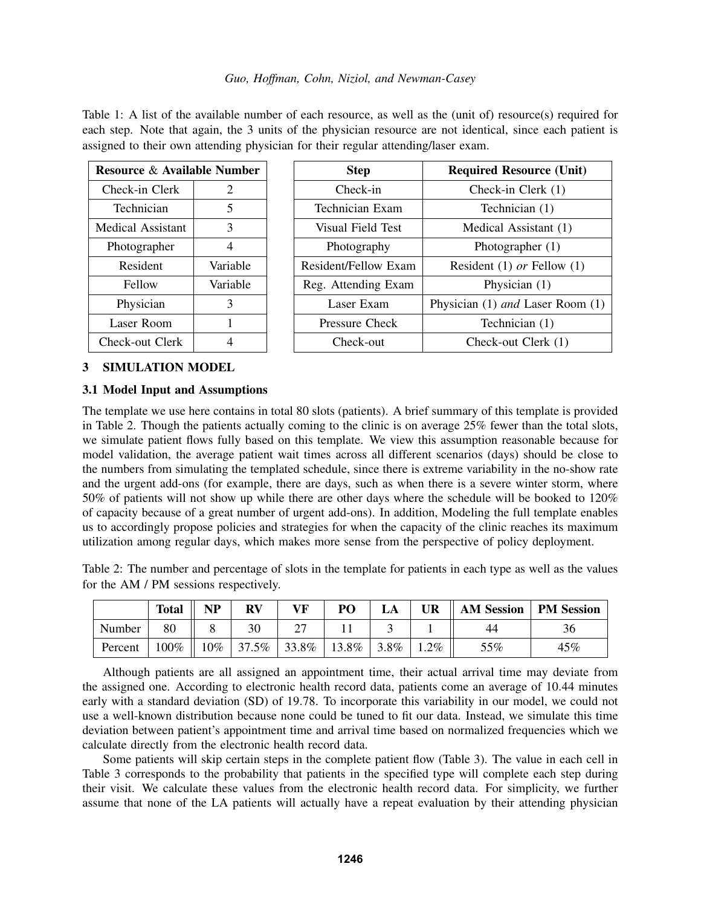Table 1: A list of the available number of each resource, as well as the (unit of) resource(s) required for each step. Note that again, the 3 units of the physician resource are not identical, since each patient is assigned to their own attending physician for their regular attending/laser exam.

| Resource & Available Number | |
|---|---|
| Check-in Clerk | 2 |
| Technician | 5 |
| Medical Assistant | 3 |
| Photographer | 4 |
| Resident | Variable |
| Fellow | Variable |
| Physician | 3 |
| Laser Room | 1 |
| Check-out Clerk | 4 |

| Step | Required Resource (Unit) |
|---|---|
| Check-in | Check-in Clerk (1) |
| Technician Exam | Technician (1) |
| Visual Field Test | Medical Assistant (1) |
| Photography | Photographer (1) |
| Resident/Fellow Exam | Resident (1) *or* Fellow (1) |
| Reg. Attending Exam | Physician (1) |
| Laser Exam | Physician (1) *and* Laser Room (1) |
| Pressure Check | Technician (1) |
| Check-out | Check-out Clerk (1) |

## 3 SIMULATION MODEL

### 3.1 Model Input and Assumptions

The template we use here contains in total 80 slots (patients). A brief summary of this template is provided in Table 2. Though the patients actually coming to the clinic is on average 25% fewer than the total slots, we simulate patient flows fully based on this template. We view this assumption reasonable because for model validation, the average patient wait times across all different scenarios (days) should be close to the numbers from simulating the templated schedule, since there is extreme variability in the no-show rate and the urgent add-ons (for example, there are days, such as when there is a severe winter storm, where 50% of patients will not show up while there are other days where the schedule will be booked to 120% of capacity because of a great number of urgent add-ons). In addition, Modeling the full template enables us to accordingly propose policies and strategies for when the capacity of the clinic reaches its maximum utilization among regular days, which makes more sense from the perspective of policy deployment.

Table 2: The number and percentage of slots in the template for patients in each type as well as the values for the AM / PM sessions respectively.

| | Total | NP | RV | VF | PO | LA | UR | AM Session | PM Session |
|---|---|---|---|---|---|---|---|---|---|
| Number | 80 | 8 | 30 | 27 | 11 | 3 | 1 | 44 | 36 |
| Percent | 100% | 10% | 37.5% | 33.8% | 13.8% | 3.8% | 1.2% | 55% | 45% |

Although patients are all assigned an appointment time, their actual arrival time may deviate from the assigned one. According to electronic health record data, patients come an average of 10.44 minutes early with a standard deviation (SD) of 19.78. To incorporate this variability in our model, we could not use a well-known distribution because none could be tuned to fit our data. Instead, we simulate this time deviation between patient's appointment time and arrival time based on normalized frequencies which we calculate directly from the electronic health record data.

Some patients will skip certain steps in the complete patient flow (Table 3). The value in each cell in Table 3 corresponds to the probability that patients in the specified type will complete each step during their visit. We calculate these values from the electronic health record data. For simplicity, we further assume that none of the LA patients will actually have a repeat evaluation by their attending physician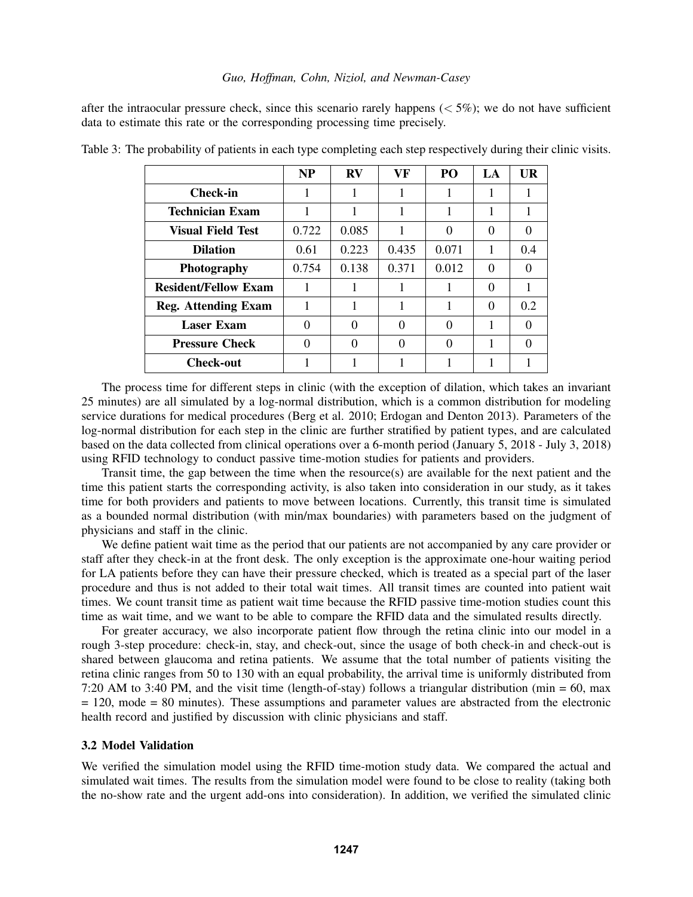after the intraocular pressure check, since this scenario rarely happens ($< 5\%$); we do not have sufficient data to estimate this rate or the corresponding processing time precisely.

Table 3: The probability of patients in each type completing each step respectively during their clinic visits.

| | NP | RV | VF | PO | LA | UR |
|---|---|---|---|---|---|---|
| **Check-in** | 1 | 1 | 1 | 1 | 1 | 1 |
| **Technician Exam** | 1 | 1 | 1 | 1 | 1 | 1 |
| **Visual Field Test** | 0.722 | 0.085 | 1 | 0 | 0 | 0 |
| **Dilation** | 0.61 | 0.223 | 0.435 | 0.071 | 1 | 0.4 |
| **Photography** | 0.754 | 0.138 | 0.371 | 0.012 | 0 | 0 |
| **Resident/Fellow Exam** | 1 | 1 | 1 | 1 | 0 | 1 |
| **Reg. Attending Exam** | 1 | 1 | 1 | 1 | 0 | 0.2 |
| **Laser Exam** | 0 | 0 | 0 | 0 | 1 | 0 |
| **Pressure Check** | 0 | 0 | 0 | 0 | 1 | 0 |
| **Check-out** | 1 | 1 | 1 | 1 | 1 | 1 |

The process time for different steps in clinic (with the exception of dilation, which takes an invariant 25 minutes) are all simulated by a log-normal distribution, which is a common distribution for modeling service durations for medical procedures (Berg et al. 2010; Erdogan and Denton 2013). Parameters of the log-normal distribution for each step in the clinic are further stratified by patient types, and are calculated based on the data collected from clinical operations over a 6-month period (January 5, 2018 - July 3, 2018) using RFID technology to conduct passive time-motion studies for patients and providers.

Transit time, the gap between the time when the resource(s) are available for the next patient and the time this patient starts the corresponding activity, is also taken into consideration in our study, as it takes time for both providers and patients to move between locations. Currently, this transit time is simulated as a bounded normal distribution (with min/max boundaries) with parameters based on the judgment of physicians and staff in the clinic.

We define patient wait time as the period that our patients are not accompanied by any care provider or staff after they check-in at the front desk. The only exception is the approximate one-hour waiting period for LA patients before they can have their pressure checked, which is treated as a special part of the laser procedure and thus is not added to their total wait times. All transit times are counted into patient wait times. We count transit time as patient wait time because the RFID passive time-motion studies count this time as wait time, and we want to be able to compare the RFID data and the simulated results directly.

For greater accuracy, we also incorporate patient flow through the retina clinic into our model in a rough 3-step procedure: check-in, stay, and check-out, since the usage of both check-in and check-out is shared between glaucoma and retina patients. We assume that the total number of patients visiting the retina clinic ranges from 50 to 130 with an equal probability, the arrival time is uniformly distributed from 7:20 AM to 3:40 PM, and the visit time (length-of-stay) follows a triangular distribution (min = 60, max = 120, mode = 80 minutes). These assumptions and parameter values are abstracted from the electronic health record and justified by discussion with clinic physicians and staff.

### 3.2 Model Validation

We verified the simulation model using the RFID time-motion study data. We compared the actual and simulated wait times. The results from the simulation model were found to be close to reality (taking both the no-show rate and the urgent add-ons into consideration). In addition, we verified the simulated clinic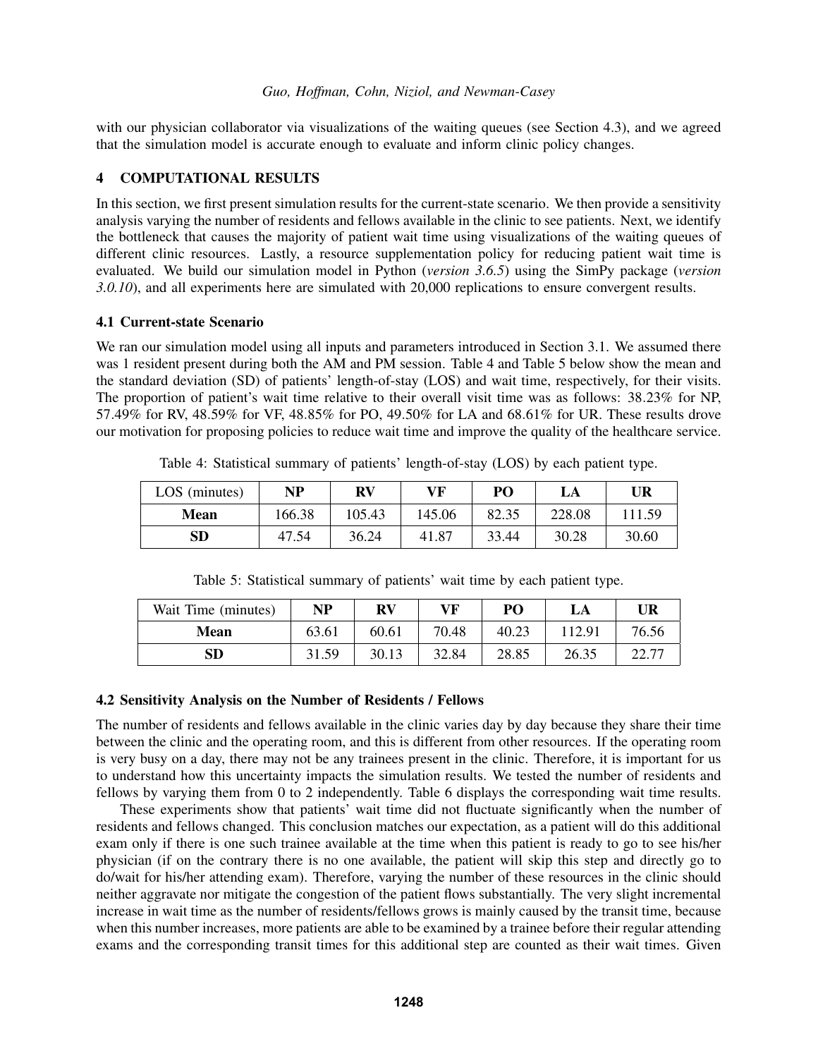with our physician collaborator via visualizations of the waiting queues (see Section 4.3), and we agreed that the simulation model is accurate enough to evaluate and inform clinic policy changes.

## 4 COMPUTATIONAL RESULTS

In this section, we first present simulation results for the current-state scenario. We then provide a sensitivity analysis varying the number of residents and fellows available in the clinic to see patients. Next, we identify the bottleneck that causes the majority of patient wait time using visualizations of the waiting queues of different clinic resources. Lastly, a resource supplementation policy for reducing patient wait time is evaluated. We build our simulation model in Python (*version 3.6.5*) using the SimPy package (*version 3.0.10*), and all experiments here are simulated with 20,000 replications to ensure convergent results.

### 4.1 Current-state Scenario

We ran our simulation model using all inputs and parameters introduced in Section 3.1. We assumed there was 1 resident present during both the AM and PM session. Table 4 and Table 5 below show the mean and the standard deviation (SD) of patients' length-of-stay (LOS) and wait time, respectively, for their visits. The proportion of patient's wait time relative to their overall visit time was as follows: 38.23% for NP, 57.49% for RV, 48.59% for VF, 48.85% for PO, 49.50% for LA and 68.61% for UR. These results drove our motivation for proposing policies to reduce wait time and improve the quality of the healthcare service.

Table 4: Statistical summary of patients' length-of-stay (LOS) by each patient type.

| LOS (minutes) | **NP** | **RV** | **VF** | **PO** | **LA** | **UR** |
|---|---|---|---|---|---|---|
| **Mean** | 166.38 | 105.43 | 145.06 | 82.35 | 228.08 | 111.59 |
| **SD** | 47.54 | 36.24 | 41.87 | 33.44 | 30.28 | 30.60 |

Table 5: Statistical summary of patients' wait time by each patient type.

| Wait Time (minutes) | **NP** | **RV** | **VF** | **PO** | **LA** | **UR** |
|---|---|---|---|---|---|---|
| **Mean** | 63.61 | 60.61 | 70.48 | 40.23 | 112.91 | 76.56 |
| **SD** | 31.59 | 30.13 | 32.84 | 28.85 | 26.35 | 22.77 |

### 4.2 Sensitivity Analysis on the Number of Residents / Fellows

The number of residents and fellows available in the clinic varies day by day because they share their time between the clinic and the operating room, and this is different from other resources. If the operating room is very busy on a day, there may not be any trainees present in the clinic. Therefore, it is important for us to understand how this uncertainty impacts the simulation results. We tested the number of residents and fellows by varying them from 0 to 2 independently. Table 6 displays the corresponding wait time results.

These experiments show that patients' wait time did not fluctuate significantly when the number of residents and fellows changed. This conclusion matches our expectation, as a patient will do this additional exam only if there is one such trainee available at the time when this patient is ready to go to see his/her physician (if on the contrary there is no one available, the patient will skip this step and directly go to do/wait for his/her attending exam). Therefore, varying the number of these resources in the clinic should neither aggravate nor mitigate the congestion of the patient flows substantially. The very slight incremental increase in wait time as the number of residents/fellows grows is mainly caused by the transit time, because when this number increases, more patients are able to be examined by a trainee before their regular attending exams and the corresponding transit times for this additional step are counted as their wait times. Given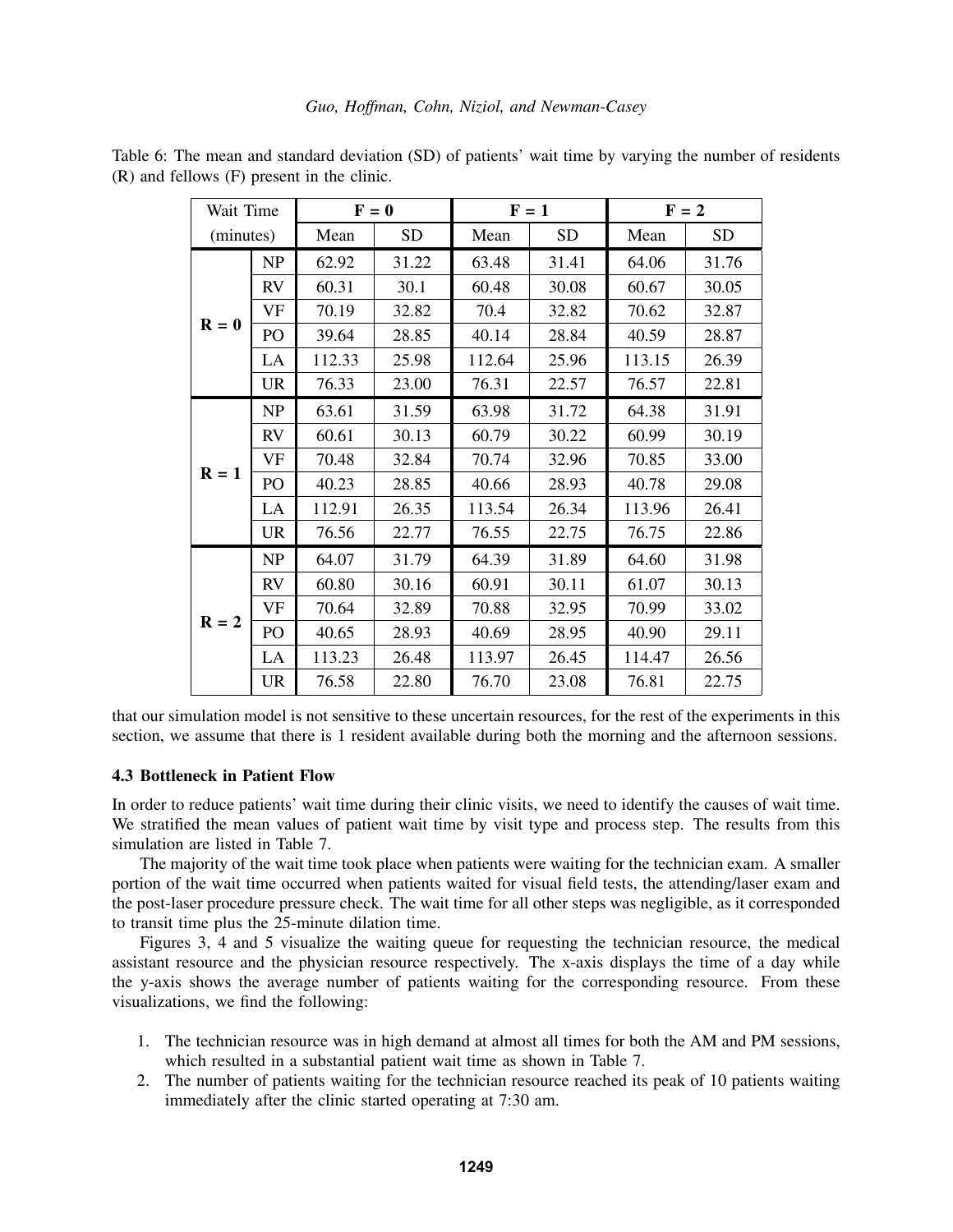Table 6: The mean and standard deviation (SD) of patients' wait time by varying the number of residents (R) and fellows (F) present in the clinic.

| Wait Time (minutes) | | F = 0 | | F = 1 | | F = 2 | |
|---|---|---|---|---|---|---|---|
| | | Mean | SD | Mean | SD | Mean | SD |
| **R = 0** | NP | 62.92 | 31.22 | 63.48 | 31.41 | 64.06 | 31.76 |
| | RV | 60.31 | 30.1 | 60.48 | 30.08 | 60.67 | 30.05 |
| | VF | 70.19 | 32.82 | 70.4 | 32.82 | 70.62 | 32.87 |
| | PO | 39.64 | 28.85 | 40.14 | 28.84 | 40.59 | 28.87 |
| | LA | 112.33 | 25.98 | 112.64 | 25.96 | 113.15 | 26.39 |
| | UR | 76.33 | 23.00 | 76.31 | 22.57 | 76.57 | 22.81 |
| **R = 1** | NP | 63.61 | 31.59 | 63.98 | 31.72 | 64.38 | 31.91 |
| | RV | 60.61 | 30.13 | 60.79 | 30.22 | 60.99 | 30.19 |
| | VF | 70.48 | 32.84 | 70.74 | 32.96 | 70.85 | 33.00 |
| | PO | 40.23 | 28.85 | 40.66 | 28.93 | 40.78 | 29.08 |
| | LA | 112.91 | 26.35 | 113.54 | 26.34 | 113.96 | 26.41 |
| | UR | 76.56 | 22.77 | 76.55 | 22.75 | 76.75 | 22.86 |
| **R = 2** | NP | 64.07 | 31.79 | 64.39 | 31.89 | 64.60 | 31.98 |
| | RV | 60.80 | 30.16 | 60.91 | 30.11 | 61.07 | 30.13 |
| | VF | 70.64 | 32.89 | 70.88 | 32.95 | 70.99 | 33.02 |
| | PO | 40.65 | 28.93 | 40.69 | 28.95 | 40.90 | 29.11 |
| | LA | 113.23 | 26.48 | 113.97 | 26.45 | 114.47 | 26.56 |
| | UR | 76.58 | 22.80 | 76.70 | 23.08 | 76.81 | 22.75 |

that our simulation model is not sensitive to these uncertain resources, for the rest of the experiments in this section, we assume that there is 1 resident available during both the morning and the afternoon sessions.

### 4.3 Bottleneck in Patient Flow

In order to reduce patients' wait time during their clinic visits, we need to identify the causes of wait time. We stratified the mean values of patient wait time by visit type and process step. The results from this simulation are listed in Table 7.

The majority of the wait time took place when patients were waiting for the technician exam. A smaller portion of the wait time occurred when patients waited for visual field tests, the attending/laser exam and the post-laser procedure pressure check. The wait time for all other steps was negligible, as it corresponded to transit time plus the 25-minute dilation time.

Figures 3, 4 and 5 visualize the waiting queue for requesting the technician resource, the medical assistant resource and the physician resource respectively. The x-axis displays the time of a day while the y-axis shows the average number of patients waiting for the corresponding resource. From these visualizations, we find the following:

1. The technician resource was in high demand at almost all times for both the AM and PM sessions, which resulted in a substantial patient wait time as shown in Table 7.
2. The number of patients waiting for the technician resource reached its peak of 10 patients waiting immediately after the clinic started operating at 7:30 am.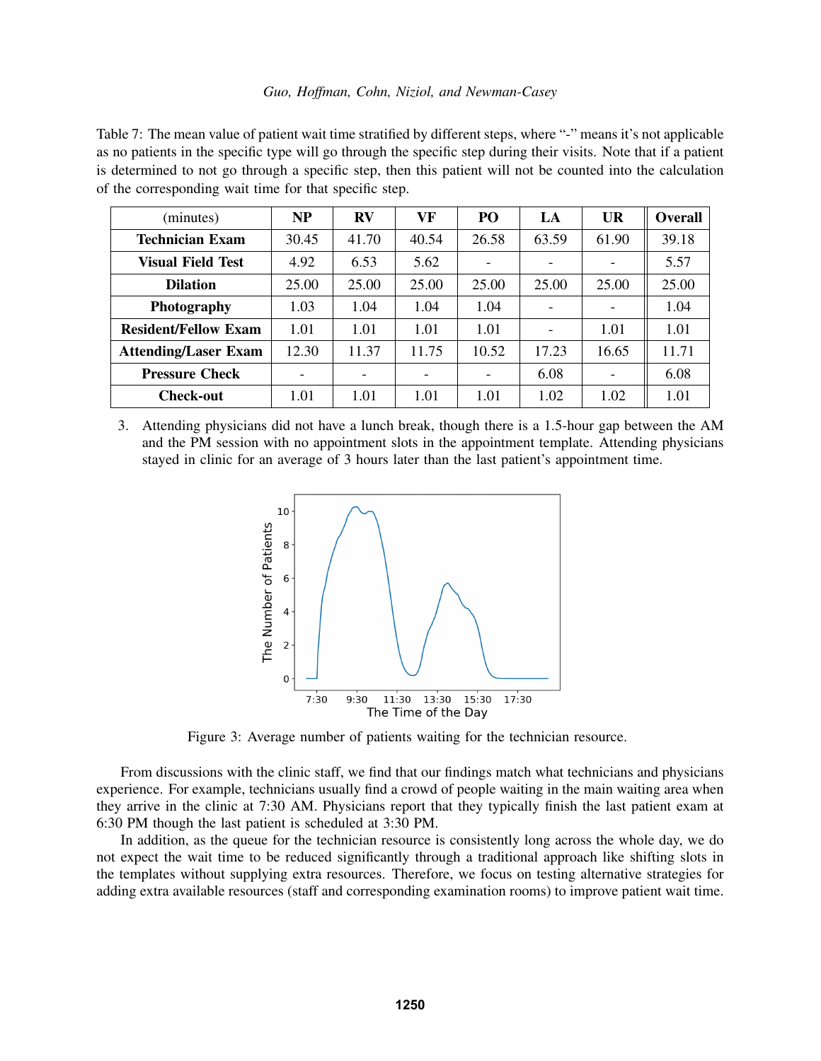Table 7: The mean value of patient wait time stratified by different steps, where "-" means it's not applicable as no patients in the specific type will go through the specific step during their visits. Note that if a patient is determined to not go through a specific step, then this patient will not be counted into the calculation of the corresponding wait time for that specific step.

| (minutes) | NP | RV | VF | PO | LA | UR | Overall |
|---|---|---|---|---|---|---|---|
| **Technician Exam** | 30.45 | 41.70 | 40.54 | 26.58 | 63.59 | 61.90 | 39.18 |
| **Visual Field Test** | 4.92 | 6.53 | 5.62 | - | - | - | 5.57 |
| **Dilation** | 25.00 | 25.00 | 25.00 | 25.00 | 25.00 | 25.00 | 25.00 |
| **Photography** | 1.03 | 1.04 | 1.04 | 1.04 | - | - | 1.04 |
| **Resident/Fellow Exam** | 1.01 | 1.01 | 1.01 | 1.01 | - | 1.01 | 1.01 |
| **Attending/Laser Exam** | 12.30 | 11.37 | 11.75 | 10.52 | 17.23 | 16.65 | 11.71 |
| **Pressure Check** | - | - | - | - | 6.08 | - | 6.08 |
| **Check-out** | 1.01 | 1.01 | 1.01 | 1.01 | 1.02 | 1.02 | 1.01 |

3. Attending physicians did not have a lunch break, though there is a 1.5-hour gap between the AM and the PM session with no appointment slots in the appointment template. Attending physicians stayed in clinic for an average of 3 hours later than the last patient's appointment time.

Figure 3: Average number of patients waiting for the technician resource.

From discussions with the clinic staff, we find that our findings match what technicians and physicians experience. For example, technicians usually find a crowd of people waiting in the main waiting area when they arrive in the clinic at 7:30 AM. Physicians report that they typically finish the last patient exam at 6:30 PM though the last patient is scheduled at 3:30 PM.

In addition, as the queue for the technician resource is consistently long across the whole day, we do not expect the wait time to be reduced significantly through a traditional approach like shifting slots in the templates without supplying extra resources. Therefore, we focus on testing alternative strategies for adding extra available resources (staff and corresponding examination rooms) to improve patient wait time.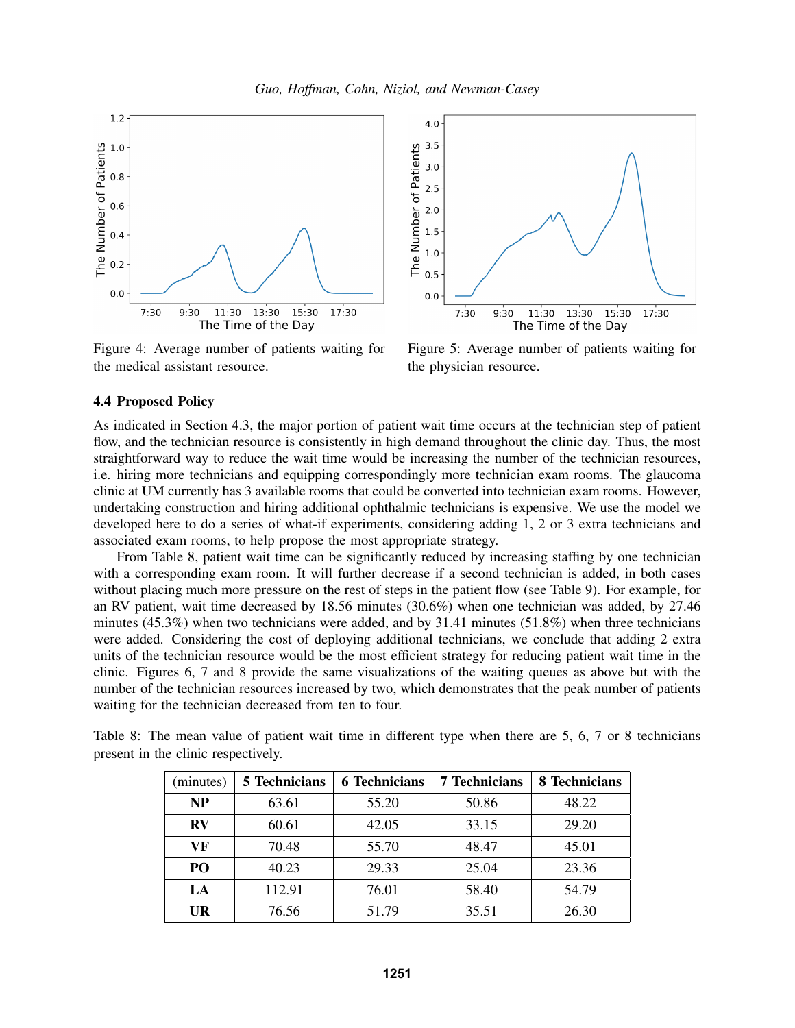Figure 4: Average number of patients waiting for the medical assistant resource.

Figure 5: Average number of patients waiting for the physician resource.

### 4.4 Proposed Policy

As indicated in Section 4.3, the major portion of patient wait time occurs at the technician step of patient flow, and the technician resource is consistently in high demand throughout the clinic day. Thus, the most straightforward way to reduce the wait time would be increasing the number of the technician resources, i.e. hiring more technicians and equipping correspondingly more technician exam rooms. The glaucoma clinic at UM currently has 3 available rooms that could be converted into technician exam rooms. However, undertaking construction and hiring additional ophthalmic technicians is expensive. We use the model we developed here to do a series of what-if experiments, considering adding 1, 2 or 3 extra technicians and associated exam rooms, to help propose the most appropriate strategy.

From Table 8, patient wait time can be significantly reduced by increasing staffing by one technician with a corresponding exam room. It will further decrease if a second technician is added, in both cases without placing much more pressure on the rest of steps in the patient flow (see Table 9). For example, for an RV patient, wait time decreased by 18.56 minutes (30.6%) when one technician was added, by 27.46 minutes (45.3%) when two technicians were added, and by 31.41 minutes (51.8%) when three technicians were added. Considering the cost of deploying additional technicians, we conclude that adding 2 extra units of the technician resource would be the most efficient strategy for reducing patient wait time in the clinic. Figures 6, 7 and 8 provide the same visualizations of the waiting queues as above but with the number of the technician resources increased by two, which demonstrates that the peak number of patients waiting for the technician decreased from ten to four.

Table 8: The mean value of patient wait time in different type when there are 5, 6, 7 or 8 technicians present in the clinic respectively.

| (minutes) | **5 Technicians** | **6 Technicians** | **7 Technicians** | **8 Technicians** |
|---|---|---|---|---|
| **NP** | 63.61 | 55.20 | 50.86 | 48.22 |
| **RV** | 60.61 | 42.05 | 33.15 | 29.20 |
| **VF** | 70.48 | 55.70 | 48.47 | 45.01 |
| **PO** | 40.23 | 29.33 | 25.04 | 23.36 |
| **LA** | 112.91 | 76.01 | 58.40 | 54.79 |
| **UR** | 76.56 | 51.79 | 35.51 | 26.30 |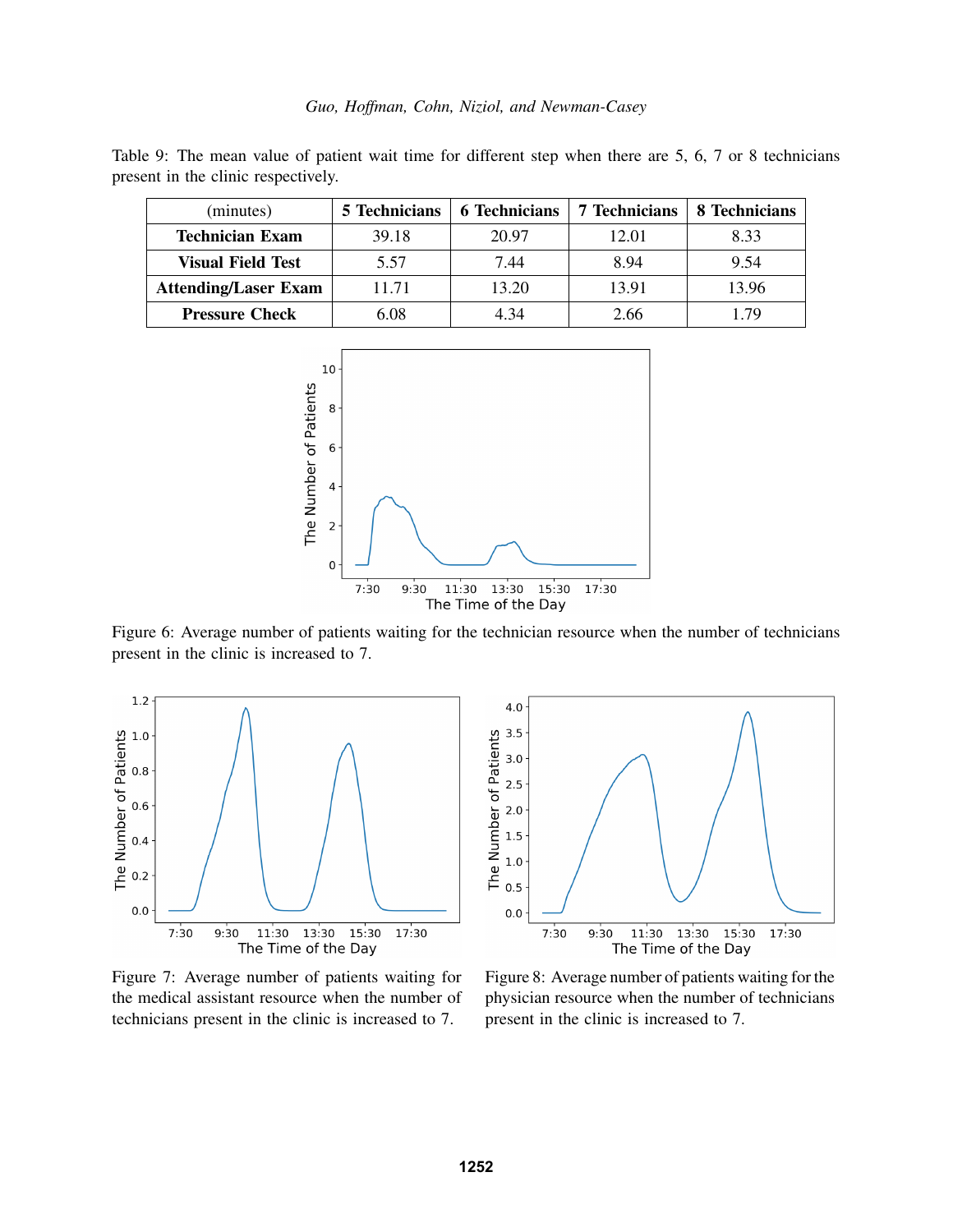Table 9: The mean value of patient wait time for different step when there are 5, 6, 7 or 8 technicians present in the clinic respectively.

| (minutes) | **5 Technicians** | **6 Technicians** | **7 Technicians** | **8 Technicians** |
|---|---|---|---|---|
| **Technician Exam** | 39.18 | 20.97 | 12.01 | 8.33 |
| **Visual Field Test** | 5.57 | 7.44 | 8.94 | 9.54 |
| **Attending/Laser Exam** | 11.71 | 13.20 | 13.91 | 13.96 |
| **Pressure Check** | 6.08 | 4.34 | 2.66 | 1.79 |

Figure 6: Average number of patients waiting for the technician resource when the number of technicians present in the clinic is increased to 7.

Figure 7: Average number of patients waiting for the medical assistant resource when the number of technicians present in the clinic is increased to 7.

Figure 8: Average number of patients waiting for the physician resource when the number of technicians present in the clinic is increased to 7.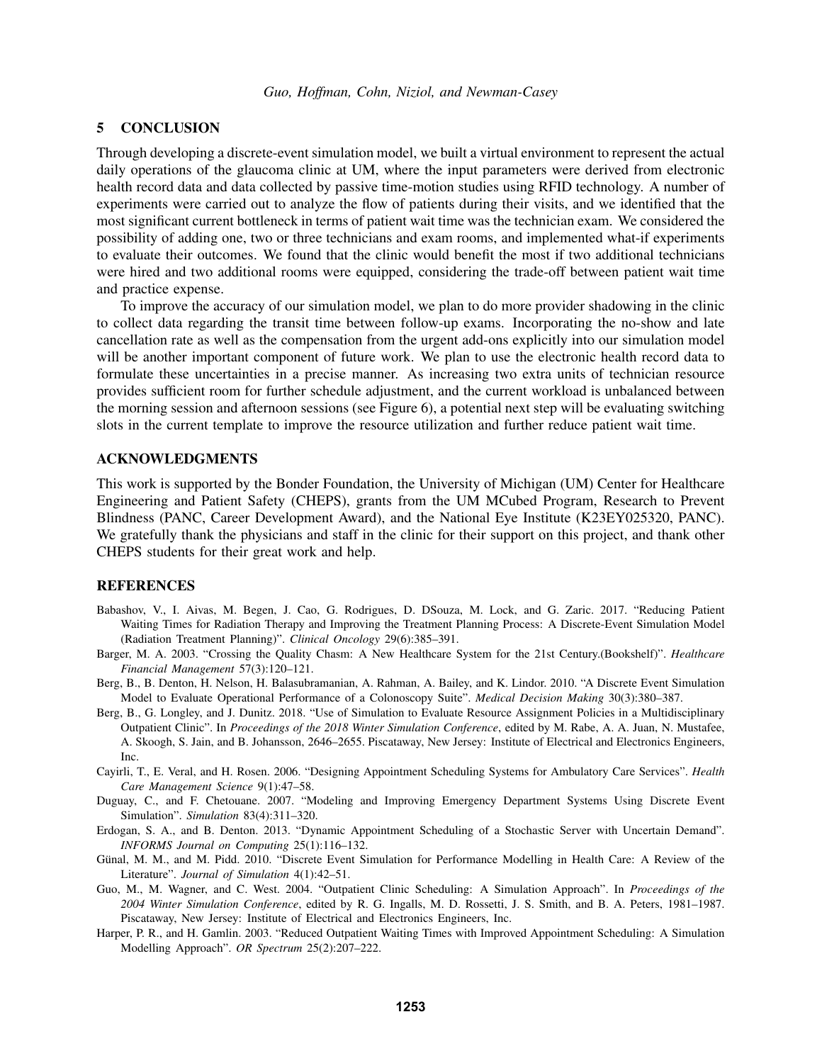## 5 CONCLUSION

Through developing a discrete-event simulation model, we built a virtual environment to represent the actual daily operations of the glaucoma clinic at UM, where the input parameters were derived from electronic health record data and data collected by passive time-motion studies using RFID technology. A number of experiments were carried out to analyze the flow of patients during their visits, and we identified that the most significant current bottleneck in terms of patient wait time was the technician exam. We considered the possibility of adding one, two or three technicians and exam rooms, and implemented what-if experiments to evaluate their outcomes. We found that the clinic would benefit the most if two additional technicians were hired and two additional rooms were equipped, considering the trade-off between patient wait time and practice expense.

To improve the accuracy of our simulation model, we plan to do more provider shadowing in the clinic to collect data regarding the transit time between follow-up exams. Incorporating the no-show and late cancellation rate as well as the compensation from the urgent add-ons explicitly into our simulation model will be another important component of future work. We plan to use the electronic health record data to formulate these uncertainties in a precise manner. As increasing two extra units of technician resource provides sufficient room for further schedule adjustment, and the current workload is unbalanced between the morning session and afternoon sessions (see Figure 6), a potential next step will be evaluating switching slots in the current template to improve the resource utilization and further reduce patient wait time.

## ACKNOWLEDGMENTS

This work is supported by the Bonder Foundation, the University of Michigan (UM) Center for Healthcare Engineering and Patient Safety (CHEPS), grants from the UM MCubed Program, Research to Prevent Blindness (PANC, Career Development Award), and the National Eye Institute (K23EY025320, PANC). We gratefully thank the physicians and staff in the clinic for their support on this project, and thank other CHEPS students for their great work and help.

## REFERENCES

Babashov, V., I. Aivas, M. Begen, J. Cao, G. Rodrigues, D. DSouza, M. Lock, and G. Zaric. 2017. "Reducing Patient Waiting Times for Radiation Therapy and Improving the Treatment Planning Process: A Discrete-Event Simulation Model (Radiation Treatment Planning)". *Clinical Oncology* 29(6):385–391.

Barger, M. A. 2003. "Crossing the Quality Chasm: A New Healthcare System for the 21st Century.(Bookshelf)". *Healthcare Financial Management* 57(3):120–121.

Berg, B., B. Denton, H. Nelson, H. Balasubramanian, A. Rahman, A. Bailey, and K. Lindor. 2010. "A Discrete Event Simulation Model to Evaluate Operational Performance of a Colonoscopy Suite". *Medical Decision Making* 30(3):380–387.

Berg, B., G. Longley, and J. Dunitz. 2018. "Use of Simulation to Evaluate Resource Assignment Policies in a Multidisciplinary Outpatient Clinic". In *Proceedings of the 2018 Winter Simulation Conference*, edited by M. Rabe, A. A. Juan, N. Mustafee, A. Skoogh, S. Jain, and B. Johansson, 2646–2655. Piscataway, New Jersey: Institute of Electrical and Electronics Engineers, Inc.

Cayirli, T., E. Veral, and H. Rosen. 2006. "Designing Appointment Scheduling Systems for Ambulatory Care Services". *Health Care Management Science* 9(1):47–58.

Duguay, C., and F. Chetouane. 2007. "Modeling and Improving Emergency Department Systems Using Discrete Event Simulation". *Simulation* 83(4):311–320.

Erdogan, S. A., and B. Denton. 2013. "Dynamic Appointment Scheduling of a Stochastic Server with Uncertain Demand". *INFORMS Journal on Computing* 25(1):116–132.

Günal, M. M., and M. Pidd. 2010. "Discrete Event Simulation for Performance Modelling in Health Care: A Review of the Literature". *Journal of Simulation* 4(1):42–51.

Guo, M., M. Wagner, and C. West. 2004. "Outpatient Clinic Scheduling: A Simulation Approach". In *Proceedings of the 2004 Winter Simulation Conference*, edited by R. G. Ingalls, M. D. Rossetti, J. S. Smith, and B. A. Peters, 1981–1987. Piscataway, New Jersey: Institute of Electrical and Electronics Engineers, Inc.

Harper, P. R., and H. Gamlin. 2003. "Reduced Outpatient Waiting Times with Improved Appointment Scheduling: A Simulation Modelling Approach". *OR Spectrum* 25(2):207–222.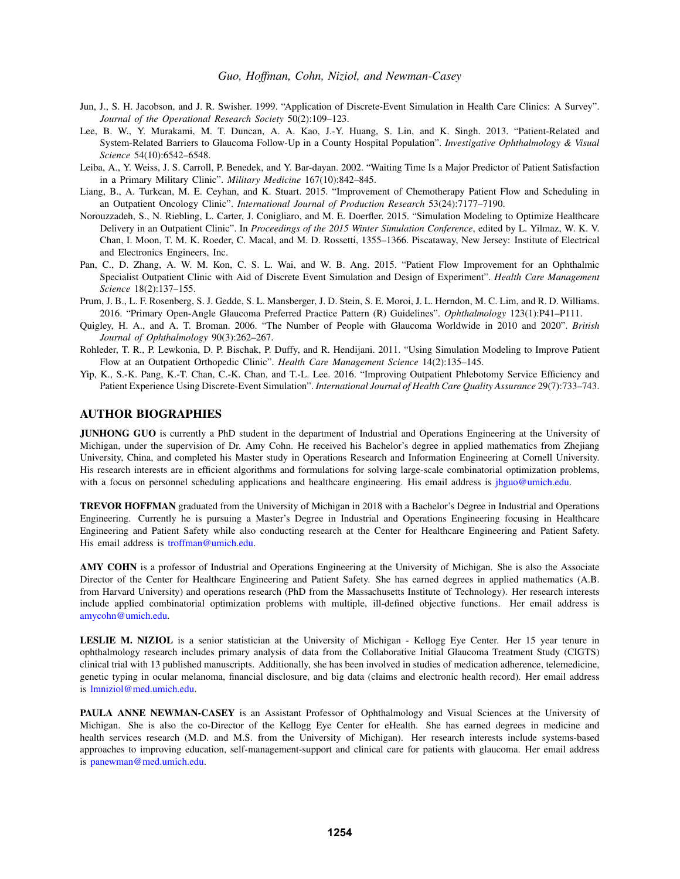Jun, J., S. H. Jacobson, and J. R. Swisher. 1999. "Application of Discrete-Event Simulation in Health Care Clinics: A Survey". *Journal of the Operational Research Society* 50(2):109–123.

Lee, B. W., Y. Murakami, M. T. Duncan, A. A. Kao, J.-Y. Huang, S. Lin, and K. Singh. 2013. "Patient-Related and System-Related Barriers to Glaucoma Follow-Up in a County Hospital Population". *Investigative Ophthalmology & Visual Science* 54(10):6542–6548.

Leiba, A., Y. Weiss, J. S. Carroll, P. Benedek, and Y. Bar-dayan. 2002. "Waiting Time Is a Major Predictor of Patient Satisfaction in a Primary Military Clinic". *Military Medicine* 167(10):842–845.

Liang, B., A. Turkcan, M. E. Ceyhan, and K. Stuart. 2015. "Improvement of Chemotherapy Patient Flow and Scheduling in an Outpatient Oncology Clinic". *International Journal of Production Research* 53(24):7177–7190.

Norouzzadeh, S., N. Riebling, L. Carter, J. Conigliaro, and M. E. Doerfler. 2015. "Simulation Modeling to Optimize Healthcare Delivery in an Outpatient Clinic". In *Proceedings of the 2015 Winter Simulation Conference*, edited by L. Yilmaz, W. K. V. Chan, I. Moon, T. M. K. Roeder, C. Macal, and M. D. Rossetti, 1355–1366. Piscataway, New Jersey: Institute of Electrical and Electronics Engineers, Inc.

Pan, C., D. Zhang, A. W. M. Kon, C. S. L. Wai, and W. B. Ang. 2015. "Patient Flow Improvement for an Ophthalmic Specialist Outpatient Clinic with Aid of Discrete Event Simulation and Design of Experiment". *Health Care Management Science* 18(2):137–155.

Prum, J. B., L. F. Rosenberg, S. J. Gedde, S. L. Mansberger, J. D. Stein, S. E. Moroi, J. L. Herndon, M. C. Lim, and R. D. Williams. 2016. "Primary Open-Angle Glaucoma Preferred Practice Pattern (R) Guidelines". *Ophthalmology* 123(1):P41–P111.

Quigley, H. A., and A. T. Broman. 2006. "The Number of People with Glaucoma Worldwide in 2010 and 2020". *British Journal of Ophthalmology* 90(3):262–267.

Rohleder, T. R., P. Lewkonia, D. P. Bischak, P. Duffy, and R. Hendijani. 2011. "Using Simulation Modeling to Improve Patient Flow at an Outpatient Orthopedic Clinic". *Health Care Management Science* 14(2):135–145.

Yip, K., S.-K. Pang, K.-T. Chan, C.-K. Chan, and T.-L. Lee. 2016. "Improving Outpatient Phlebotomy Service Efficiency and Patient Experience Using Discrete-Event Simulation". *International Journal of Health Care Quality Assurance* 29(7):733–743.

## AUTHOR BIOGRAPHIES

**JUNHONG GUO** is currently a PhD student in the department of Industrial and Operations Engineering at the University of Michigan, under the supervision of Dr. Amy Cohn. He received his Bachelor's degree in applied mathematics from Zhejiang University, China, and completed his Master study in Operations Research and Information Engineering at Cornell University. His research interests are in efficient algorithms and formulations for solving large-scale combinatorial optimization problems, with a focus on personnel scheduling applications and healthcare engineering. His email address is jhguo@umich.edu.

**TREVOR HOFFMAN** graduated from the University of Michigan in 2018 with a Bachelor's Degree in Industrial and Operations Engineering. Currently he is pursuing a Master's Degree in Industrial and Operations Engineering focusing in Healthcare Engineering and Patient Safety while also conducting research at the Center for Healthcare Engineering and Patient Safety. His email address is troffman@umich.edu.

**AMY COHN** is a professor of Industrial and Operations Engineering at the University of Michigan. She is also the Associate Director of the Center for Healthcare Engineering and Patient Safety. She has earned degrees in applied mathematics (A.B. from Harvard University) and operations research (PhD from the Massachusetts Institute of Technology). Her research interests include applied combinatorial optimization problems with multiple, ill-defined objective functions. Her email address is amycohn@umich.edu.

**LESLIE M. NIZIOL** is a senior statistician at the University of Michigan - Kellogg Eye Center. Her 15 year tenure in ophthalmology research includes primary analysis of data from the Collaborative Initial Glaucoma Treatment Study (CIGTS) clinical trial with 13 published manuscripts. Additionally, she has been involved in studies of medication adherence, telemedicine, genetic typing in ocular melanoma, financial disclosure, and big data (claims and electronic health record). Her email address is lmniziol@med.umich.edu.

**PAULA ANNE NEWMAN-CASEY** is an Assistant Professor of Ophthalmology and Visual Sciences at the University of Michigan. She is also the co-Director of the Kellogg Eye Center for eHealth. She has earned degrees in medicine and health services research (M.D. and M.S. from the University of Michigan). Her research interests include systems-based approaches to improving education, self-management-support and clinical care for patients with glaucoma. Her email address is panewman@med.umich.edu.